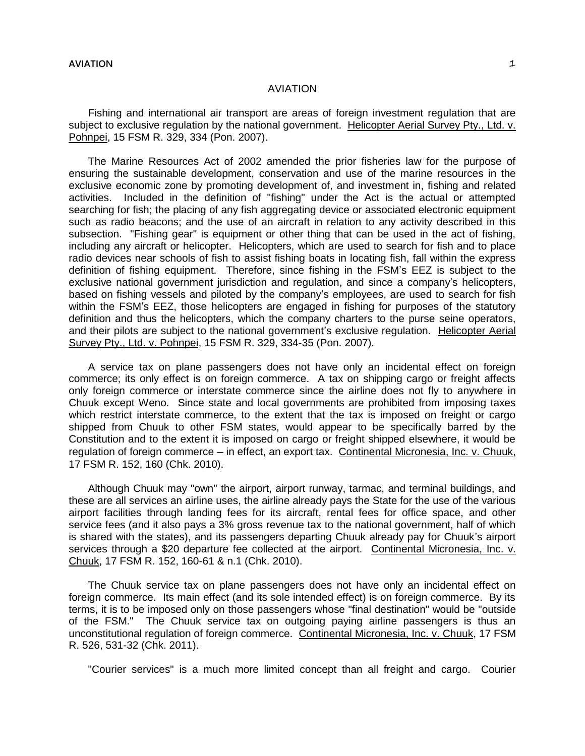# AVIATION

Fishing and international air transport are areas of foreign investment regulation that are subject to exclusive regulation by the national government. Helicopter Aerial Survey Pty., Ltd. v. Pohnpei, 15 FSM R. 329, 334 (Pon. 2007).

The Marine Resources Act of 2002 amended the prior fisheries law for the purpose of ensuring the sustainable development, conservation and use of the marine resources in the exclusive economic zone by promoting development of, and investment in, fishing and related activities. Included in the definition of "fishing" under the Act is the actual or attempted searching for fish; the placing of any fish aggregating device or associated electronic equipment such as radio beacons; and the use of an aircraft in relation to any activity described in this subsection. "Fishing gear" is equipment or other thing that can be used in the act of fishing, including any aircraft or helicopter. Helicopters, which are used to search for fish and to place radio devices near schools of fish to assist fishing boats in locating fish, fall within the express definition of fishing equipment. Therefore, since fishing in the FSM's EEZ is subject to the exclusive national government jurisdiction and regulation, and since a company's helicopters, based on fishing vessels and piloted by the company's employees, are used to search for fish within the FSM's EEZ, those helicopters are engaged in fishing for purposes of the statutory definition and thus the helicopters, which the company charters to the purse seine operators, and their pilots are subject to the national government's exclusive regulation. Helicopter Aerial Survey Pty., Ltd. v. Pohnpei, 15 FSM R. 329, 334-35 (Pon. 2007).

A service tax on plane passengers does not have only an incidental effect on foreign commerce; its only effect is on foreign commerce. A tax on shipping cargo or freight affects only foreign commerce or interstate commerce since the airline does not fly to anywhere in Chuuk except Weno. Since state and local governments are prohibited from imposing taxes which restrict interstate commerce, to the extent that the tax is imposed on freight or cargo shipped from Chuuk to other FSM states, would appear to be specifically barred by the Constitution and to the extent it is imposed on cargo or freight shipped elsewhere, it would be regulation of foreign commerce – in effect, an export tax. Continental Micronesia, Inc. v. Chuuk, 17 FSM R. 152, 160 (Chk. 2010).

Although Chuuk may "own" the airport, airport runway, tarmac, and terminal buildings, and these are all services an airline uses, the airline already pays the State for the use of the various airport facilities through landing fees for its aircraft, rental fees for office space, and other service fees (and it also pays a 3% gross revenue tax to the national government, half of which is shared with the states), and its passengers departing Chuuk already pay for Chuuk's airport services through a $20 departure fee collected at the airport. Continental Micronesia, Inc. v. Chuuk, 17 FSM R. 152, 160-61 & n.1 (Chk. 2010).

The Chuuk service tax on plane passengers does not have only an incidental effect on foreign commerce. Its main effect (and its sole intended effect) is on foreign commerce. By its terms, it is to be imposed only on those passengers whose "final destination" would be "outside of the FSM." The Chuuk service tax on outgoing paying airline passengers is thus an unconstitutional regulation of foreign commerce. Continental Micronesia, Inc. v. Chuuk, 17 FSM R. 526, 531-32 (Chk. 2011).

"Courier services" is a much more limited concept than all freight and cargo. Courier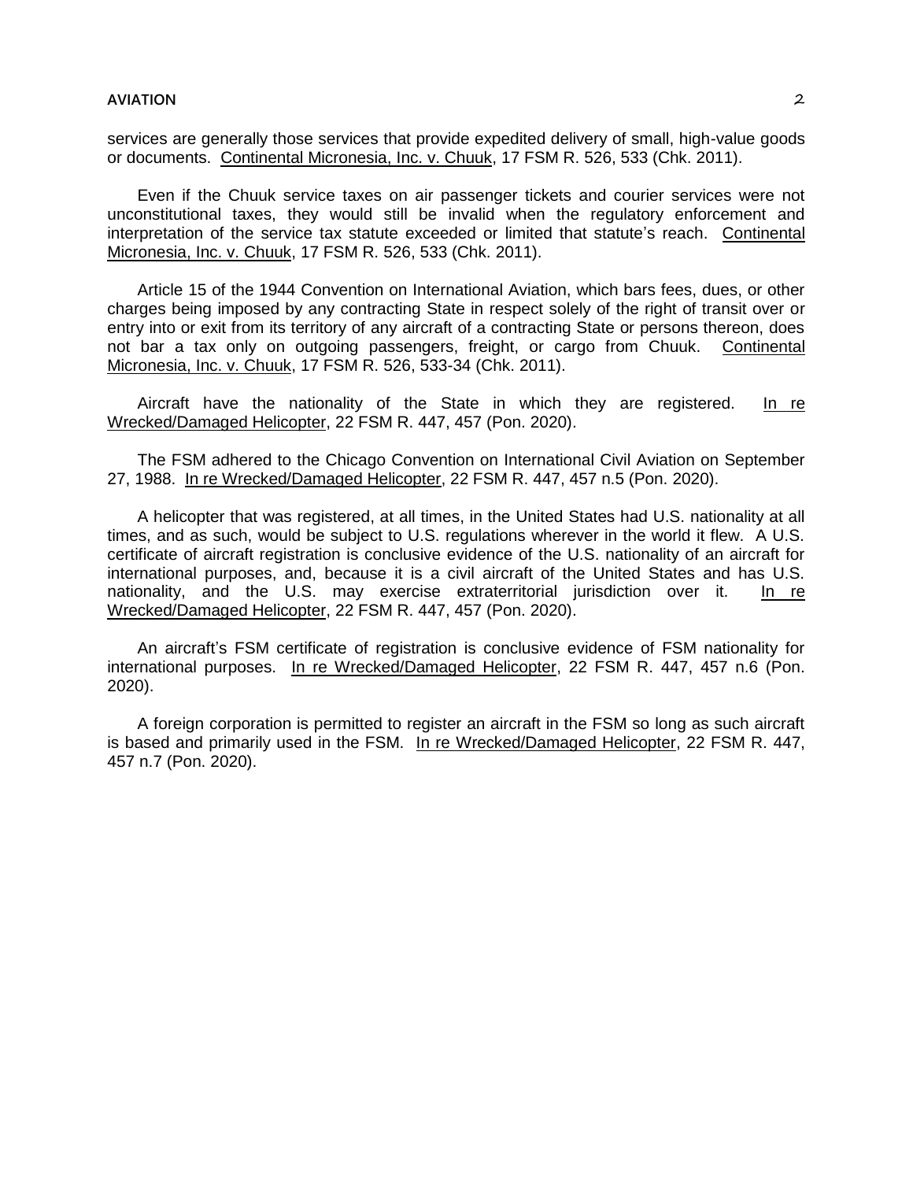services are generally those services that provide expedited delivery of small, high-value goods or documents. Continental Micronesia, Inc. v. Chuuk, 17 FSM R. 526, 533 (Chk. 2011).

Even if the Chuuk service taxes on air passenger tickets and courier services were not unconstitutional taxes, they would still be invalid when the regulatory enforcement and interpretation of the service tax statute exceeded or limited that statute's reach. Continental Micronesia, Inc. v. Chuuk, 17 FSM R. 526, 533 (Chk. 2011).

Article 15 of the 1944 Convention on International Aviation, which bars fees, dues, or other charges being imposed by any contracting State in respect solely of the right of transit over or entry into or exit from its territory of any aircraft of a contracting State or persons thereon, does not bar a tax only on outgoing passengers, freight, or cargo from Chuuk. Continental Micronesia, Inc. v. Chuuk, 17 FSM R. 526, 533-34 (Chk. 2011).

Aircraft have the nationality of the State in which they are registered. In re Wrecked/Damaged Helicopter, 22 FSM R. 447, 457 (Pon. 2020).

The FSM adhered to the Chicago Convention on International Civil Aviation on September 27, 1988. In re Wrecked/Damaged Helicopter, 22 FSM R. 447, 457 n.5 (Pon. 2020).

A helicopter that was registered, at all times, in the United States had U.S. nationality at all times, and as such, would be subject to U.S. regulations wherever in the world it flew. A U.S. certificate of aircraft registration is conclusive evidence of the U.S. nationality of an aircraft for international purposes, and, because it is a civil aircraft of the United States and has U.S. nationality, and the U.S. may exercise extraterritorial jurisdiction over it. In re Wrecked/Damaged Helicopter, 22 FSM R. 447, 457 (Pon. 2020).

An aircraft's FSM certificate of registration is conclusive evidence of FSM nationality for international purposes. In re Wrecked/Damaged Helicopter, 22 FSM R. 447, 457 n.6 (Pon. 2020).

A foreign corporation is permitted to register an aircraft in the FSM so long as such aircraft is based and primarily used in the FSM. In re Wrecked/Damaged Helicopter, 22 FSM R. 447, 457 n.7 (Pon. 2020).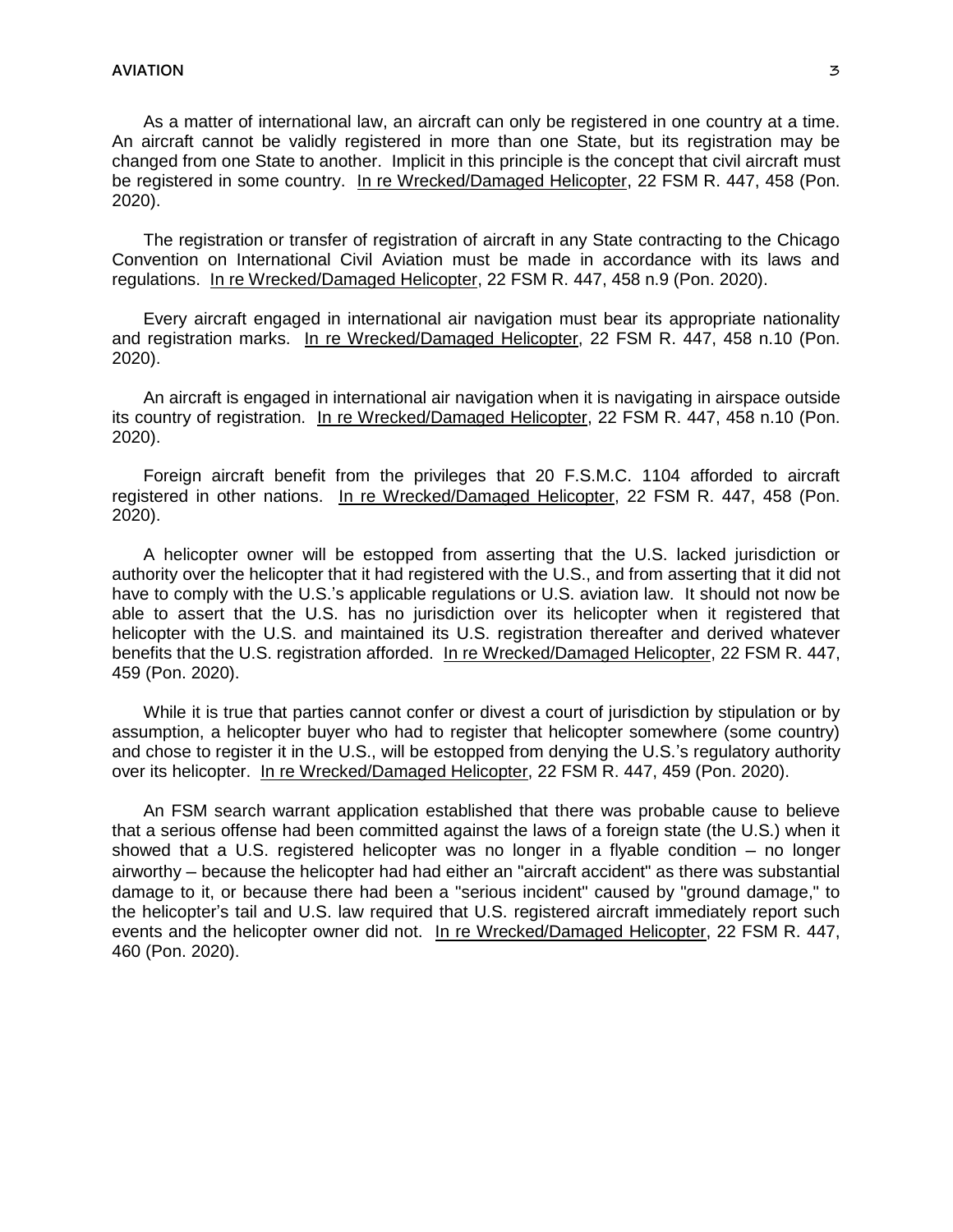As a matter of international law, an aircraft can only be registered in one country at a time. An aircraft cannot be validly registered in more than one State, but its registration may be changed from one State to another. Implicit in this principle is the concept that civil aircraft must be registered in some country. In re Wrecked/Damaged Helicopter, 22 FSM R. 447, 458 (Pon. 2020).

The registration or transfer of registration of aircraft in any State contracting to the Chicago Convention on International Civil Aviation must be made in accordance with its laws and regulations. In re Wrecked/Damaged Helicopter, 22 FSM R. 447, 458 n.9 (Pon. 2020).

Every aircraft engaged in international air navigation must bear its appropriate nationality and registration marks. In re Wrecked/Damaged Helicopter, 22 FSM R. 447, 458 n.10 (Pon. 2020).

An aircraft is engaged in international air navigation when it is navigating in airspace outside its country of registration. In re Wrecked/Damaged Helicopter, 22 FSM R. 447, 458 n.10 (Pon. 2020).

Foreign aircraft benefit from the privileges that 20 F.S.M.C. 1104 afforded to aircraft registered in other nations. In re Wrecked/Damaged Helicopter, 22 FSM R. 447, 458 (Pon. 2020).

A helicopter owner will be estopped from asserting that the U.S. lacked jurisdiction or authority over the helicopter that it had registered with the U.S., and from asserting that it did not have to comply with the U.S.'s applicable regulations or U.S. aviation law. It should not now be able to assert that the U.S. has no jurisdiction over its helicopter when it registered that helicopter with the U.S. and maintained its U.S. registration thereafter and derived whatever benefits that the U.S. registration afforded. In re Wrecked/Damaged Helicopter, 22 FSM R. 447, 459 (Pon. 2020).

While it is true that parties cannot confer or divest a court of jurisdiction by stipulation or by assumption, a helicopter buyer who had to register that helicopter somewhere (some country) and chose to register it in the U.S., will be estopped from denying the U.S.'s regulatory authority over its helicopter. In re Wrecked/Damaged Helicopter, 22 FSM R. 447, 459 (Pon. 2020).

An FSM search warrant application established that there was probable cause to believe that a serious offense had been committed against the laws of a foreign state (the U.S.) when it showed that a U.S. registered helicopter was no longer in a flyable condition – no longer airworthy – because the helicopter had had either an "aircraft accident" as there was substantial damage to it, or because there had been a "serious incident" caused by "ground damage," to the helicopter's tail and U.S. law required that U.S. registered aircraft immediately report such events and the helicopter owner did not. In re Wrecked/Damaged Helicopter, 22 FSM R. 447, 460 (Pon. 2020).